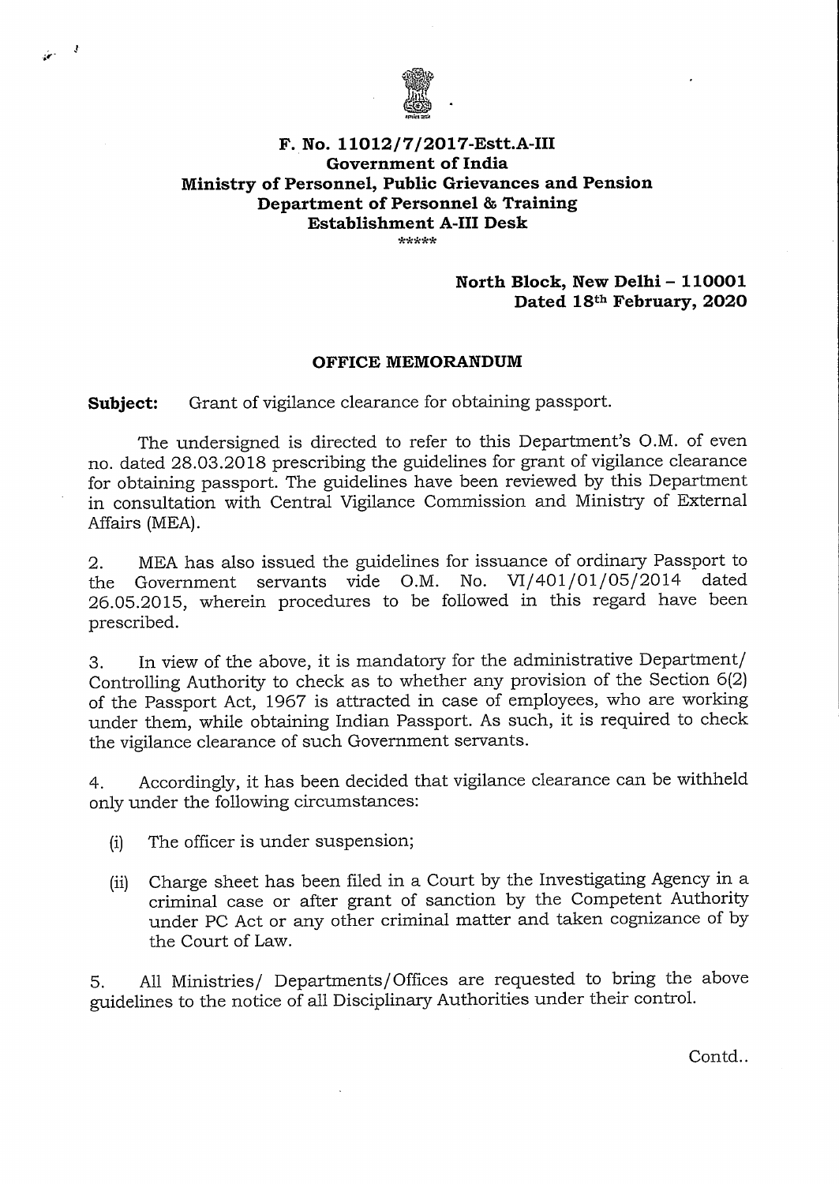**F. No. 11012/7/2017-Estt.A-III**
**Government of India**
**Ministry of Personnel, Public Grievances and Pension**
**Department of Personnel & Training**
**Establishment A-III Desk**

\*\*\*\*\*

**North Block, New Delhi – 110001**
**Dated 18th February, 2020**

## OFFICE MEMORANDUM

**Subject:** Grant of vigilance clearance for obtaining passport.

The undersigned is directed to refer to this Department's O.M. of even no. dated 28.03.2018 prescribing the guidelines for grant of vigilance clearance for obtaining passport. The guidelines have been reviewed by this Department in consultation with Central Vigilance Commission and Ministry of External Affairs (MEA).

2. MEA has also issued the guidelines for issuance of ordinary Passport to the Government servants vide O.M. No. VI/401/01/05/2014 dated 26.05.2015, wherein procedures to be followed in this regard have been prescribed.

3. In view of the above, it is mandatory for the administrative Department/ Controlling Authority to check as to whether any provision of the Section 6(2) of the Passport Act, 1967 is attracted in case of employees, who are working under them, while obtaining Indian Passport. As such, it is required to check the vigilance clearance of such Government servants.

4. Accordingly, it has been decided that vigilance clearance can be withheld only under the following circumstances:

   (i) The officer is under suspension;

   (ii) Charge sheet has been filed in a Court by the Investigating Agency in a criminal case or after grant of sanction by the Competent Authority under PC Act or any other criminal matter and taken cognizance of by the Court of Law.

5. All Ministries/ Departments/Offices are requested to bring the above guidelines to the notice of all Disciplinary Authorities under their control.

Contd..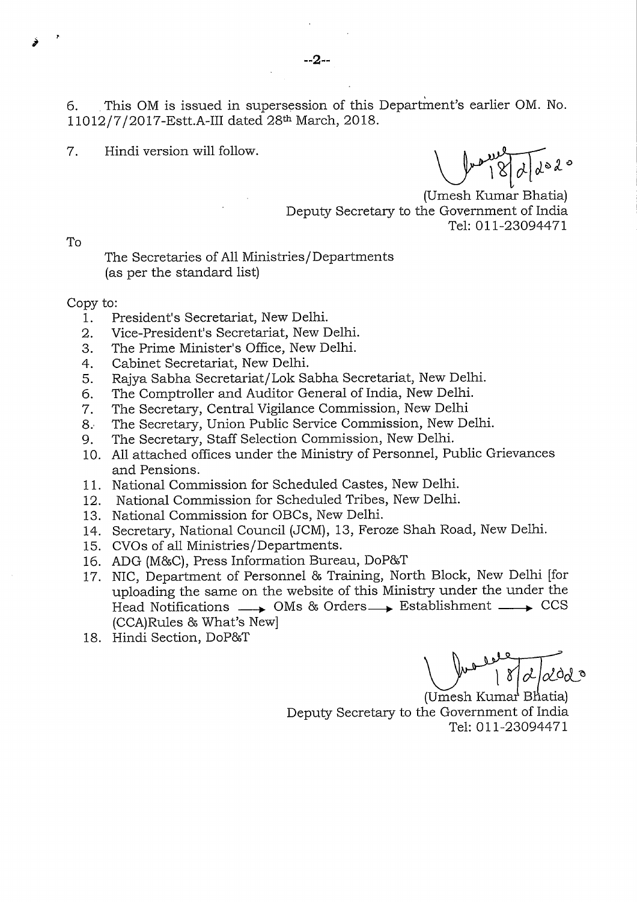6. This OM is issued in supersession of this Department's earlier OM. No. 11012/7/2017-Estt.A-III dated 28th March, 2018.

7. Hindi version will follow.

(Umesh Kumar Bhatia)
Deputy Secretary to the Government of India
Tel: 011-23094471

To

The Secretaries of All Ministries/Departments
(as per the standard list)

Copy to:

1. President's Secretariat, New Delhi.
2. Vice-President's Secretariat, New Delhi.
3. The Prime Minister's Office, New Delhi.
4. Cabinet Secretariat, New Delhi.
5. Rajya Sabha Secretariat/Lok Sabha Secretariat, New Delhi.
6. The Comptroller and Auditor General of India, New Delhi.
7. The Secretary, Central Vigilance Commission, New Delhi
8. The Secretary, Union Public Service Commission, New Delhi.
9. The Secretary, Staff Selection Commission, New Delhi.
10. All attached offices under the Ministry of Personnel, Public Grievances and Pensions.
11. National Commission for Scheduled Castes, New Delhi.
12. National Commission for Scheduled Tribes, New Delhi.
13. National Commission for OBCs, New Delhi.
14. Secretary, National Council (JCM), 13, Feroze Shah Road, New Delhi.
15. CVOs of all Ministries/Departments.
16. ADG (M&C), Press Information Bureau, DoP&T
17. NIC, Department of Personnel & Training, North Block, New Delhi [for uploading the same on the website of this Ministry under the under the Head Notifications ⟶ OMs & Orders ⟶ Establishment ⟶ CCS (CCA)Rules & What's New]
18. Hindi Section, DoP&T

(Umesh Kumar Bhatia)
Deputy Secretary to the Government of India
Tel: 011-23094471